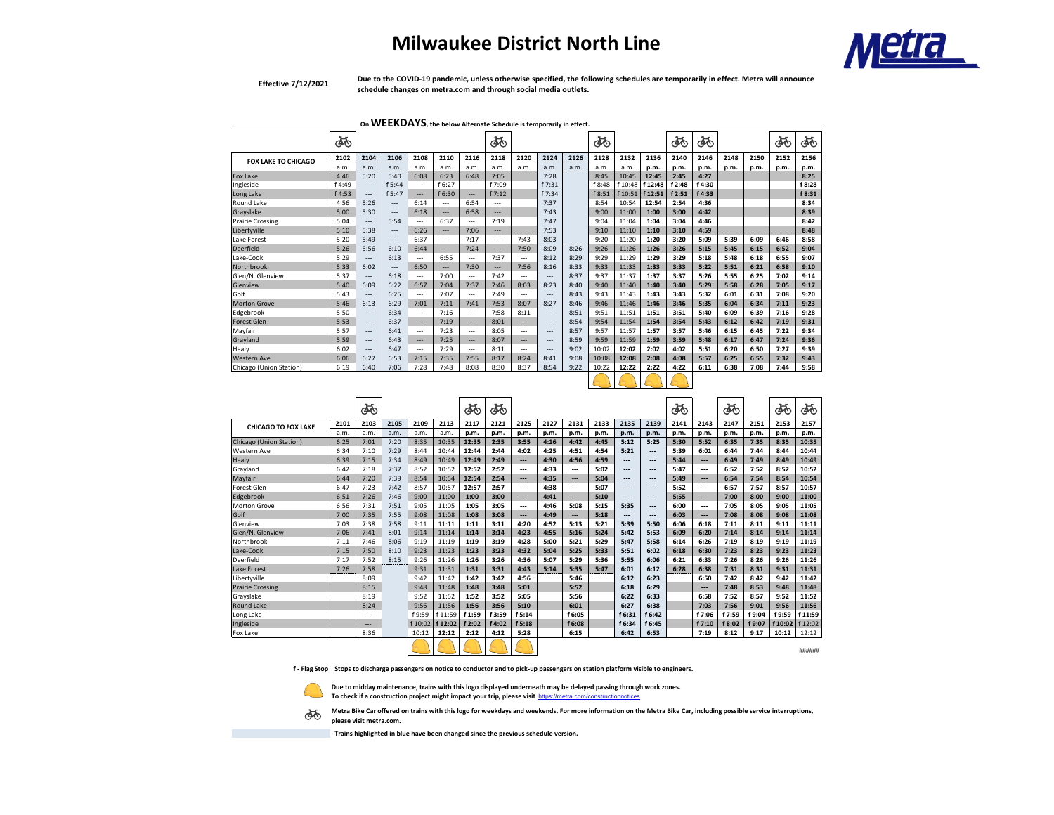# Milwaukee District North Line

**Effective 7/12/2021**

**Due to the COVID-19 pandemic, unless otherwise specified, the following schedules are temporarily in effect. Metra will announce schedule changes on metra.com and through social media outlets.**

On **WEEKDAYS**, the below Alternate Schedule is temporarily in effect.

| FOX LAKE TO CHICAGO | 2102 | 2104 | 2106 | 2108 | 2110 | 2116 | 2118 | 2120 | 2124 | 2126 | 2128 | 2132 | 2136 | 2140 | 2146 | 2148 | 2150 | 2152 | 2156 |
|---|---|---|---|---|---|---|---|---|---|---|---|---|---|---|---|---|---|---|---|
| Bike Car | 🚲 | | | | | | 🚲 | | | | 🚲 | | | 🚲 | 🚲 | | | 🚲 | 🚲 |
| | a.m. | a.m. | a.m. | a.m. | a.m. | a.m. | a.m. | a.m. | a.m. | a.m. | a.m. | a.m. | p.m. | p.m. | p.m. | p.m. | p.m. | p.m. | p.m. |
| Fox Lake | 4:46 | 5:20 | 5:40 | 6:08 | 6:23 | 6:48 | 7:05 | | 7:28 | | 8:45 | 10:45 | 12:45 | 2:45 | 4:27 | | | | 8:25 |
| Ingleside | f 4:49 | --- | f 5:44 | --- | f 6:27 | --- | f 7:09 | | f 7:31 | | f 8:48 | f 10:48 | f 12:48 | f 2:48 | f 4:30 | | | | f 8:28 |
| Long Lake | f 4:53 | --- | f 5:47 | --- | f 6:30 | --- | f 7:12 | | f 7:34 | | f 8:51 | f 10:51 | f 12:51 | f 2:51 | f 4:33 | | | | f 8:31 |
| Round Lake | 4:56 | 5:26 | --- | 6:14 | --- | 6:54 | --- | | 7:37 | | 8:54 | 10:54 | 12:54 | 2:54 | 4:36 | | | | 8:34 |
| Grayslake | 5:00 | 5:30 | --- | 6:18 | --- | 6:58 | --- | | 7:43 | | 9:00 | 11:00 | 1:00 | 3:00 | 4:42 | | | | 8:39 |
| Prairie Crossing | 5:04 | --- | 5:54 | --- | 6:37 | --- | 7:19 | | 7:47 | | 9:04 | 11:04 | 1:04 | 3:04 | 4:46 | | | | 8:42 |
| Libertyville | 5:10 | 5:38 | --- | 6:26 | --- | 7:06 | --- | | 7:53 | | 9:10 | 11:10 | 1:10 | 3:10 | 4:59 | | | | 8:48 |
| Lake Forest | 5:20 | 5:49 | --- | 6:37 | --- | 7:17 | --- | 7:43 | 8:03 | | 9:20 | 11:20 | 1:20 | 3:20 | 5:09 | 5:39 | 6:09 | 6:46 | 8:58 |
| Deerfield | 5:26 | 5:56 | 6:10 | 6:44 | --- | 7:24 | --- | 7:50 | 8:09 | 8:26 | 9:26 | 11:26 | 1:26 | 3:26 | 5:15 | 5:45 | 6:15 | 6:52 | 9:04 |
| Lake-Cook | 5:29 | --- | 6:13 | --- | 6:55 | --- | 7:37 | --- | 8:12 | 8:29 | 9:29 | 11:29 | 1:29 | 3:29 | 5:18 | 5:48 | 6:18 | 6:55 | 9:07 |
| Northbrook | 5:33 | 6:02 | --- | 6:50 | --- | 7:30 | --- | 7:56 | 8:16 | 8:33 | 9:33 | 11:33 | 1:33 | 3:33 | 5:22 | 5:51 | 6:21 | 6:58 | 9:10 |
| Glen/N. Glenview | 5:37 | --- | 6:18 | --- | 7:00 | --- | 7:42 | --- | --- | 8:37 | 9:37 | 11:37 | 1:37 | 3:37 | 5:26 | 5:55 | 6:25 | 7:02 | 9:14 |
| Glenview | 5:40 | 6:09 | 6:22 | 6:57 | 7:04 | 7:37 | 7:46 | 8:03 | 8:23 | 8:40 | 9:40 | 11:40 | 1:40 | 3:40 | 5:29 | 5:58 | 6:28 | 7:05 | 9:17 |
| Golf | 5:43 | --- | 6:25 | --- | 7:07 | --- | 7:49 | --- | --- | 8:43 | 9:43 | 11:43 | 1:43 | 3:43 | 5:32 | 6:01 | 6:31 | 7:08 | 9:20 |
| Morton Grove | 5:46 | 6:13 | 6:29 | 7:01 | 7:11 | 7:41 | 7:53 | 8:07 | 8:27 | 8:46 | 9:46 | 11:46 | 1:46 | 3:46 | 5:35 | 6:04 | 6:34 | 7:11 | 9:23 |
| Edgebrook | 5:50 | --- | 6:34 | --- | 7:16 | --- | 7:58 | 8:11 | --- | 8:51 | 9:51 | 11:51 | 1:51 | 3:51 | 5:40 | 6:09 | 6:39 | 7:16 | 9:28 |
| Forest Glen | 5:53 | --- | 6:37 | --- | 7:19 | --- | 8:01 | --- | --- | 8:54 | 9:54 | 11:54 | 1:54 | 3:54 | 5:43 | 6:12 | 6:42 | 7:19 | 9:31 |
| Mayfair | 5:57 | --- | 6:41 | --- | 7:23 | --- | 8:05 | --- | --- | 8:57 | 9:57 | 11:57 | 1:57 | 3:57 | 5:46 | 6:15 | 6:45 | 7:22 | 9:34 |
| Grayland | 5:59 | --- | 6:43 | --- | 7:25 | --- | 8:07 | --- | --- | 8:59 | 9:59 | 11:59 | 1:59 | 3:59 | 5:48 | 6:17 | 6:47 | 7:24 | 9:36 |
| Healy | 6:02 | --- | 6:47 | --- | 7:29 | --- | 8:11 | --- | --- | 9:02 | 10:02 | 12:02 | 2:02 | 4:02 | 5:51 | 6:20 | 6:50 | 7:27 | 9:39 |
| Western Ave | 6:06 | 6:27 | 6:53 | 7:15 | 7:35 | 7:55 | 8:17 | 8:24 | 8:41 | 9:08 | 10:08 | 12:08 | 2:08 | 4:08 | 5:57 | 6:25 | 6:55 | 7:32 | 9:43 |
| Chicago (Union Station) | 6:19 | 6:40 | 7:06 | 7:28 | 7:48 | 8:08 | 8:30 | 8:37 | 8:54 | 9:22 | 10:22 | 12:22 | 2:22 | 4:22 | 6:11 | 6:38 | 7:08 | 7:44 | 9:58 |
| Midday maintenance | | | | | | | | | | | ⛑ | ⛑ | ⛑ | ⛑ | | | | | |

| CHICAGO TO FOX LAKE | 2101 | 2103 | 2105 | 2109 | 2113 | 2117 | 2121 | 2125 | 2127 | 2131 | 2133 | 2135 | 2139 | 2141 | 2143 | 2147 | 2151 | 2153 | 2157 |
|---|---|---|---|---|---|---|---|---|---|---|---|---|---|---|---|---|---|---|---|
| Bike Car | | 🚲 | | | | 🚲 | 🚲 | | | | | | | 🚲 | | 🚲 | | 🚲 | 🚲 |
| | a.m. | a.m. | a.m. | a.m. | a.m. | p.m. | p.m. | p.m. | p.m. | p.m. | p.m. | p.m. | p.m. | p.m. | p.m. | p.m. | p.m. | p.m. | p.m. |
| Chicago (Union Station) | 6:25 | 7:01 | 7:20 | 8:35 | 10:35 | 12:35 | 2:35 | 3:55 | 4:16 | 4:42 | 4:45 | 5:12 | 5:25 | 5:30 | 5:52 | 6:35 | 7:35 | 8:35 | 10:35 |
| Western Ave | 6:34 | 7:10 | 7:29 | 8:44 | 10:44 | 12:44 | 2:44 | 4:02 | 4:25 | 4:51 | 4:54 | 5:21 | --- | 5:39 | 6:01 | 6:44 | 7:44 | 8:44 | 10:44 |
| Healy | 6:39 | 7:15 | 7:34 | 8:49 | 10:49 | 12:49 | 2:49 | --- | 4:30 | 4:56 | 4:59 | --- | --- | 5:44 | --- | 6:49 | 7:49 | 8:49 | 10:49 |
| Grayland | 6:42 | 7:18 | 7:37 | 8:52 | 10:52 | 12:52 | 2:52 | --- | 4:33 | --- | 5:02 | --- | --- | 5:47 | --- | 6:52 | 7:52 | 8:52 | 10:52 |
| Mayfair | 6:44 | 7:20 | 7:39 | 8:54 | 10:54 | 12:54 | 2:54 | --- | 4:35 | --- | 5:04 | --- | --- | 5:49 | --- | 6:54 | 7:54 | 8:54 | 10:54 |
| Forest Glen | 6:47 | 7:23 | 7:42 | 8:57 | 10:57 | 12:57 | 2:57 | --- | 4:38 | --- | 5:07 | --- | --- | 5:52 | --- | 6:57 | 7:57 | 8:57 | 10:57 |
| Edgebrook | 6:51 | 7:26 | 7:46 | 9:00 | 11:00 | 1:00 | 3:00 | --- | 4:41 | --- | 5:10 | --- | --- | 5:55 | --- | 7:00 | 8:00 | 9:00 | 11:00 |
| Morton Grove | 6:56 | 7:31 | 7:51 | 9:05 | 11:05 | 1:05 | 3:05 | --- | 4:46 | 5:08 | 5:15 | 5:35 | --- | 6:00 | --- | 7:05 | 8:05 | 9:05 | 11:05 |
| Golf | 7:00 | 7:35 | 7:55 | 9:08 | 11:08 | 1:08 | 3:08 | --- | 4:49 | --- | 5:18 | --- | --- | 6:03 | --- | 7:08 | 8:08 | 9:08 | 11:08 |
| Glenview | 7:03 | 7:38 | 7:58 | 9:11 | 11:11 | 1:11 | 3:11 | 4:20 | 4:52 | 5:13 | 5:21 | 5:39 | 5:50 | 6:06 | 6:18 | 7:11 | 8:11 | 9:11 | 11:11 |
| Glen/N. Glenview | 7:06 | 7:41 | 8:01 | 9:14 | 11:14 | 1:14 | 3:14 | 4:23 | 4:55 | 5:16 | 5:24 | 5:42 | 5:53 | 6:09 | 6:20 | 7:14 | 8:14 | 9:14 | 11:14 |
| Northbrook | 7:11 | 7:46 | 8:06 | 9:19 | 11:19 | 1:19 | 3:19 | 4:28 | 5:00 | 5:21 | 5:29 | 5:47 | 5:58 | 6:14 | 6:26 | 7:19 | 8:19 | 9:19 | 11:19 |
| Lake-Cook | 7:15 | 7:50 | 8:10 | 9:23 | 11:23 | 1:23 | 3:23 | 4:32 | 5:04 | 5:25 | 5:33 | 5:51 | 6:02 | 6:18 | 6:30 | 7:23 | 8:23 | 9:23 | 11:23 |
| Deerfield | 7:17 | 7:52 | 8:15 | 9:26 | 11:26 | 1:26 | 3:26 | 4:36 | 5:07 | 5:29 | 5:36 | 5:55 | 6:06 | 6:21 | 6:33 | 7:26 | 8:26 | 9:26 | 11:26 |
| Lake Forest | 7:26 | 7:58 | | 9:31 | 11:31 | 1:31 | 3:31 | 4:43 | 5:14 | 5:35 | 5:47 | 6:01 | 6:12 | 6:28 | 6:38 | 7:31 | 8:31 | 9:31 | 11:31 |
| Libertyville | | 8:09 | | 9:42 | 11:42 | 1:42 | 3:42 | 4:56 | | 5:46 | | 6:12 | 6:23 | | 6:50 | 7:42 | 8:42 | 9:42 | 11:42 |
| Prairie Crossing | | 8:15 | | 9:48 | 11:48 | 1:48 | 3:48 | 5:01 | | 5:52 | | 6:18 | 6:29 | | --- | 7:48 | 8:53 | 9:48 | 11:48 |
| Grayslake | | 8:19 | | 9:52 | 11:52 | 1:52 | 3:52 | 5:05 | | 5:56 | | 6:22 | 6:33 | | 6:58 | 7:52 | 8:57 | 9:52 | 11:52 |
| Round Lake | | 8:24 | | 9:56 | 11:56 | 1:56 | 3:56 | 5:10 | | 6:01 | | 6:27 | 6:38 | | 7:03 | 7:56 | 9:01 | 9:56 | 11:56 |
| Long Lake | | --- | | f 9:59 | f 11:59 | f 1:59 | f 3:59 | f 5:14 | | f 6:05 | | f 6:31 | f 6:42 | | f 7:06 | f 7:59 | f 9:04 | f 9:59 | f 11:59 |
| Ingleside | | --- | | f 10:02 | f 12:02 | f 2:02 | f 4:02 | f 5:18 | | f 6:08 | | f 6:34 | f 6:45 | | f 7:10 | f 8:02 | f 9:07 | f 10:02 | f 12:02 |
| Fox Lake | | 8:36 | | 10:12 | 12:12 | 2:12 | 4:12 | 5:28 | | 6:15 | | 6:42 | 6:53 | | 7:19 | 8:12 | 9:17 | 10:12 | 12:12 |
| Midday maintenance | | | | ⛑ | ⛑ | ⛑ | ⛑ | ⛑ | | | | | | | | | | | |

######

**f - Flag Stop** Stops to discharge passengers on notice to conductor and to pick-up passengers on station platform visible to engineers.

⛑ **Due to midday maintenance, trains with this logo displayed underneath may be delayed passing through work zones. To check if a construction project might impact your trip, please visit** https://metra.com/constructionnotices

🚲 **Metra Bike Car offered on trains with this logo for weekdays and weekends. For more information on the Metra Bike Car, including possible service interruptions, please visit metra.com.**

**Trains highlighted in blue have been changed since the previous schedule version.**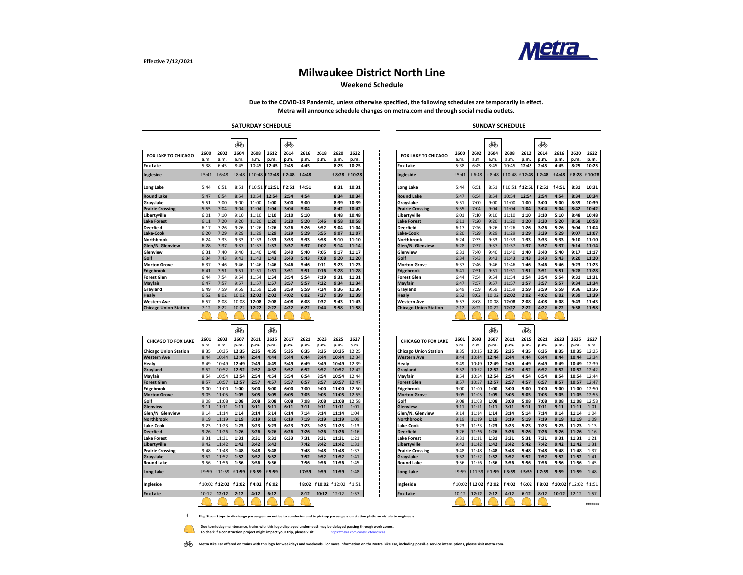Effective 7/12/2021

# Milwaukee District North Line

## Weekend Schedule

**Due to the COVID-19 Pandemic, unless otherwise specified, the following schedules are temporarily in effect. Metra will announce schedule changes on metra.com and through social media outlets.**

### SATURDAY SCHEDULE

| FOX LAKE TO CHICAGO | 2600 | 2602 | 2604 (bike) | 2608 | 2612 | 2614 (bike) | 2616 | 2618 | 2620 | 2622 |
|---|---|---|---|---|---|---|---|---|---|---|
| | a.m. | a.m. | a.m. | a.m. | p.m. | p.m. | p.m. | p.m. | p.m. | p.m. |
| Fox Lake | 5:38 | 6:45 | 8:45 | 10:45 | 12:45 | 2:45 | 4:45 | | 8:25 | 10:25 |
| Ingleside | f 5:41 | f 6:48 | f 8:48 | f 10:48 | f 12:48 | f 2:48 | f 4:48 | | f 8:28 | f 10:28 |
| Long Lake | 5:44 | 6:51 | 8:51 | f 10:51 | f 12:51 | f 2:51 | f 4:51 | | 8:31 | 10:31 |
| Round Lake | 5:47 | 6:54 | 8:54 | 10:54 | 12:54 | 2:54 | 4:54 | | 8:34 | 10:34 |
| Grayslake | 5:51 | 7:00 | 9:00 | 11:00 | 1:00 | 3:00 | 5:00 | | 8:39 | 10:39 |
| Prairie Crossing | 5:55 | 7:04 | 9:04 | 11:04 | 1:04 | 3:04 | 5:04 | | 8:42 | 10:42 |
| Libertyville | 6:01 | 7:10 | 9:10 | 11:10 | 1:10 | 3:10 | 5:10 | | 8:48 | 10:48 |
| Lake Forest | 6:11 | 7:20 | 9:20 | 11:20 | 1:20 | 3:20 | 5:20 | 6:46 | 8:58 | 10:58 |
| Deerfield | 6:17 | 7:26 | 9:26 | 11:26 | 1:26 | 3:26 | 5:26 | 6:52 | 9:04 | 11:04 |
| Lake-Cook | 6:20 | 7:29 | 9:29 | 11:29 | 1:29 | 3:29 | 5:29 | 6:55 | 9:07 | 11:07 |
| Northbrook | 6:24 | 7:33 | 9:33 | 11:33 | 1:33 | 3:33 | 5:33 | 6:58 | 9:10 | 11:10 |
| Glen/N. Glenview | 6:28 | 7:37 | 9:37 | 11:37 | 1:37 | 3:37 | 5:37 | 7:02 | 9:14 | 11:14 |
| Glenview | 6:31 | 7:40 | 9:40 | 11:40 | 1:40 | 3:40 | 5:40 | 7:05 | 9:17 | 11:17 |
| Golf | 6:34 | 7:43 | 9:43 | 11:43 | 1:43 | 3:43 | 5:43 | 7:08 | 9:20 | 11:20 |
| Morton Grove | 6:37 | 7:46 | 9:46 | 11:46 | 1:46 | 3:46 | 5:46 | 7:11 | 9:23 | 11:23 |
| Edgebrook | 6:41 | 7:51 | 9:51 | 11:51 | 1:51 | 3:51 | 5:51 | 7:16 | 9:28 | 11:28 |
| Forest Glen | 6:44 | 7:54 | 9:54 | 11:54 | 1:54 | 3:54 | 5:54 | 7:19 | 9:31 | 11:31 |
| Mayfair | 6:47 | 7:57 | 9:57 | 11:57 | 1:57 | 3:57 | 5:57 | 7:22 | 9:34 | 11:34 |
| Grayland | 6:49 | 7:59 | 9:59 | 11:59 | 1:59 | 3:59 | 5:59 | 7:24 | 9:36 | 11:36 |
| Healy | 6:52 | 8:02 | 10:02 | 12:02 | 2:02 | 4:02 | 6:02 | 7:27 | 9:39 | 11:39 |
| Western Ave | 6:57 | 8:08 | 10:08 | 12:08 | 2:08 | 4:08 | 6:08 | 7:32 | 9:43 | 11:43 |
| Chicago Union Station | 7:12 | 8:22 | 10:22 | 12:22 | 2:22 | 4:22 | 6:22 | 7:44 | 9:58 | 11:58 |

| CHICAGO TO FOX LAKE | 2601 | 2603 | 2607 (bike) | 2611 | 2615 (bike) | 2617 | 2621 | 2623 | 2625 | 2627 |
|---|---|---|---|---|---|---|---|---|---|---|
| | a.m. | a.m. | p.m. | p.m. | p.m. | p.m. | p.m. | p.m. | p.m. | a.m. |
| Chicago Union Station | 8:35 | 10:35 | 12:35 | 2:35 | 4:35 | 5:35 | 6:35 | 8:35 | 10:35 | 12:25 |
| Western Ave | 8:44 | 10:44 | 12:44 | 2:44 | 4:44 | 5:44 | 6:44 | 8:44 | 10:44 | 12:34 |
| Healy | 8:49 | 10:49 | 12:49 | 2:49 | 4:49 | 5:49 | 6:49 | 8:49 | 10:49 | 12:39 |
| Grayland | 8:52 | 10:52 | 12:52 | 2:52 | 4:52 | 5:52 | 6:52 | 8:52 | 10:52 | 12:42 |
| Mayfair | 8:54 | 10:54 | 12:54 | 2:54 | 4:54 | 5:54 | 6:54 | 8:54 | 10:54 | 12:44 |
| Forest Glen | 8:57 | 10:57 | 12:57 | 2:57 | 4:57 | 5:57 | 6:57 | 8:57 | 10:57 | 12:47 |
| Edgebrook | 9:00 | 11:00 | 1:00 | 3:00 | 5:00 | 6:00 | 7:00 | 9:00 | 11:00 | 12:50 |
| Morton Grove | 9:05 | 11:05 | 1:05 | 3:05 | 5:05 | 6:05 | 7:05 | 9:05 | 11:05 | 12:55 |
| Golf | 9:08 | 11:08 | 1:08 | 3:08 | 5:08 | 6:08 | 7:08 | 9:08 | 11:08 | 12:58 |
| Glenview | 9:11 | 11:11 | 1:11 | 3:11 | 5:11 | 6:11 | 7:11 | 9:11 | 11:11 | 1:01 |
| Glen/N. Glenview | 9:14 | 11:14 | 1:14 | 3:14 | 5:14 | 6:14 | 7:14 | 9:14 | 11:14 | 1:04 |
| Northbrook | 9:19 | 11:19 | 1:19 | 3:19 | 5:19 | 6:19 | 7:19 | 9:19 | 11:19 | 1:09 |
| Lake-Cook | 9:23 | 11:23 | 1:23 | 3:23 | 5:23 | 6:23 | 7:23 | 9:23 | 11:23 | 1:13 |
| Deerfield | 9:26 | 11:26 | 1:26 | 3:26 | 5:26 | 6:26 | 7:26 | 9:26 | 11:26 | 1:16 |
| Lake Forest | 9:31 | 11:31 | 1:31 | 3:31 | 5:31 | 6:33 | 7:31 | 9:31 | 11:31 | 1:21 |
| Libertyville | 9:42 | 11:42 | 1:42 | 3:42 | 5:42 | | 7:42 | 9:42 | 11:42 | 1:31 |
| Prairie Crossing | 9:48 | 11:48 | 1:48 | 3:48 | 5:48 | | 7:48 | 9:48 | 11:48 | 1:37 |
| Grayslake | 9:52 | 11:52 | 1:52 | 3:52 | 5:52 | | 7:52 | 9:52 | 11:52 | 1:41 |
| Round Lake | 9:56 | 11:56 | 1:56 | 3:56 | 5:56 | | 7:56 | 9:56 | 11:56 | 1:45 |
| Long Lake | f 9:59 | f 11:59 | f 1:59 | f 3:59 | f 5:59 | | f 7:59 | 9:59 | 11:59 | 1:48 |
| Ingleside | f 10:02 | f 12:02 | f 2:02 | f 4:02 | f 6:02 | | f 8:02 | f 10:02 | f 12:02 | f 1:51 |
| Fox Lake | 10:12 | 12:12 | 2:12 | 4:12 | 6:12 | | 8:12 | 10:12 | 12:12 | 1:57 |

### SUNDAY SCHEDULE

| FOX LAKE TO CHICAGO | 2600 | 2602 | 2604 (bike) | 2608 | 2612 | 2614 (bike) | 2616 | 2620 | 2622 |
|---|---|---|---|---|---|---|---|---|---|
| | a.m. | a.m. | a.m. | a.m. | p.m. | p.m. | p.m. | p.m. | p.m. |
| Fox Lake | 5:38 | 6:45 | 8:45 | 10:45 | 12:45 | 2:45 | 4:45 | 8:25 | 10:25 |
| Ingleside | f 5:41 | f 6:48 | f 8:48 | f 10:48 | f 12:48 | f 2:48 | f 4:48 | f 8:28 | f 10:28 |
| Long Lake | 5:44 | 6:51 | 8:51 | f 10:51 | f 12:51 | f 2:51 | f 4:51 | 8:31 | 10:31 |
| Round Lake | 5:47 | 6:54 | 8:54 | 10:54 | 12:54 | 2:54 | 4:54 | 8:34 | 10:34 |
| Grayslake | 5:51 | 7:00 | 9:00 | 11:00 | 1:00 | 3:00 | 5:00 | 8:39 | 10:39 |
| Prairie Crossing | 5:55 | 7:04 | 9:04 | 11:04 | 1:04 | 3:04 | 5:04 | 8:42 | 10:42 |
| Libertyville | 6:01 | 7:10 | 9:10 | 11:10 | 1:10 | 3:10 | 5:10 | 8:48 | 10:48 |
| Lake Forest | 6:11 | 7:20 | 9:20 | 11:20 | 1:20 | 3:20 | 5:20 | 8:58 | 10:58 |
| Deerfield | 6:17 | 7:26 | 9:26 | 11:26 | 1:26 | 3:26 | 5:26 | 9:04 | 11:04 |
| Lake-Cook | 6:20 | 7:29 | 9:29 | 11:29 | 1:29 | 3:29 | 5:29 | 9:07 | 11:07 |
| Northbrook | 6:24 | 7:33 | 9:33 | 11:33 | 1:33 | 3:33 | 5:33 | 9:10 | 11:10 |
| Glen/N. Glenview | 6:28 | 7:37 | 9:37 | 11:37 | 1:37 | 3:37 | 5:37 | 9:14 | 11:14 |
| Glenview | 6:31 | 7:40 | 9:40 | 11:40 | 1:40 | 3:40 | 5:40 | 9:17 | 11:17 |
| Golf | 6:34 | 7:43 | 9:43 | 11:43 | 1:43 | 3:43 | 5:43 | 9:20 | 11:20 |
| Morton Grove | 6:37 | 7:46 | 9:46 | 11:46 | 1:46 | 3:46 | 5:46 | 9:23 | 11:23 |
| Edgebrook | 6:41 | 7:51 | 9:51 | 11:51 | 1:51 | 3:51 | 5:51 | 9:28 | 11:28 |
| Forest Glen | 6:44 | 7:54 | 9:54 | 11:54 | 1:54 | 3:54 | 5:54 | 9:31 | 11:31 |
| Mayfair | 6:47 | 7:57 | 9:57 | 11:57 | 1:57 | 3:57 | 5:57 | 9:34 | 11:34 |
| Grayland | 6:49 | 7:59 | 9:59 | 11:59 | 1:59 | 3:59 | 5:59 | 9:36 | 11:36 |
| Healy | 6:52 | 8:02 | 10:02 | 12:02 | 2:02 | 4:02 | 6:02 | 9:39 | 11:39 |
| Western Ave | 6:57 | 8:08 | 10:08 | 12:08 | 2:08 | 4:08 | 6:08 | 9:43 | 11:43 |
| Chicago Union Station | 7:12 | 8:22 | 10:22 | 12:22 | 2:22 | 4:22 | 6:22 | 9:58 | 11:58 |

| CHICAGO TO FOX LAKE | 2601 | 2603 | 2607 (bike) | 2611 | 2615 (bike) | 2621 | 2623 | 2625 | 2627 |
|---|---|---|---|---|---|---|---|---|---|
| | a.m. | a.m. | p.m. | p.m. | p.m. | p.m. | p.m. | p.m. | a.m. |
| Chicago Union Station | 8:35 | 10:35 | 12:35 | 2:35 | 4:35 | 6:35 | 8:35 | 10:35 | 12:25 |
| Western Ave | 8:44 | 10:44 | 12:44 | 2:44 | 4:44 | 6:44 | 8:44 | 10:44 | 12:34 |
| Healy | 8:49 | 10:49 | 12:49 | 2:49 | 4:49 | 6:49 | 8:49 | 10:49 | 12:39 |
| Grayland | 8:52 | 10:52 | 12:52 | 2:52 | 4:52 | 6:52 | 8:52 | 10:52 | 12:42 |
| Mayfair | 8:54 | 10:54 | 12:54 | 2:54 | 4:54 | 6:54 | 8:54 | 10:54 | 12:44 |
| Forest Glen | 8:57 | 10:57 | 12:57 | 2:57 | 4:57 | 6:57 | 8:57 | 10:57 | 12:47 |
| Edgebrook | 9:00 | 11:00 | 1:00 | 3:00 | 5:00 | 7:00 | 9:00 | 11:00 | 12:50 |
| Morton Grove | 9:05 | 11:05 | 1:05 | 3:05 | 5:05 | 7:05 | 9:05 | 11:05 | 12:55 |
| Golf | 9:08 | 11:08 | 1:08 | 3:08 | 5:08 | 7:08 | 9:08 | 11:08 | 12:58 |
| Glenview | 9:11 | 11:11 | 1:11 | 3:11 | 5:11 | 7:11 | 9:11 | 11:11 | 1:01 |
| Glen/N. Glenview | 9:14 | 11:14 | 1:14 | 3:14 | 5:14 | 7:14 | 9:14 | 11:14 | 1:04 |
| Northbrook | 9:19 | 11:19 | 1:19 | 3:19 | 5:19 | 7:19 | 9:19 | 11:19 | 1:09 |
| Lake-Cook | 9:23 | 11:23 | 1:23 | 3:23 | 5:23 | 7:23 | 9:23 | 11:23 | 1:13 |
| Deerfield | 9:26 | 11:26 | 1:26 | 3:26 | 5:26 | 7:26 | 9:26 | 11:26 | 1:16 |
| Lake Forest | 9:31 | 11:31 | 1:31 | 3:31 | 5:31 | 7:31 | 9:31 | 11:31 | 1:21 |
| Libertyville | 9:42 | 11:42 | 1:42 | 3:42 | 5:42 | 7:42 | 9:42 | 11:42 | 1:31 |
| Prairie Crossing | 9:48 | 11:48 | 1:48 | 3:48 | 5:48 | 7:48 | 9:48 | 11:48 | 1:37 |
| Grayslake | 9:52 | 11:52 | 1:52 | 3:52 | 5:52 | 7:52 | 9:52 | 11:52 | 1:41 |
| Round Lake | 9:56 | 11:56 | 1:56 | 3:56 | 5:56 | 7:56 | 9:56 | 11:56 | 1:45 |
| Long Lake | f 9:59 | f 11:59 | f 1:59 | f 3:59 | f 5:59 | f 7:59 | 9:59 | 11:59 | 1:48 |
| Ingleside | f 10:02 | f 12:02 | f 2:02 | f 4:02 | f 6:02 | f 8:02 | f 10:02 | f 12:02 | f 1:51 |
| Fox Lake | 10:12 | 12:12 | 2:12 | 4:12 | 6:12 | 8:12 | 10:12 | 12:12 | 1:57 |

#######

f — Flag Stop - Stops to discharge passengers on notice to conductor and to pick-up passengers on station platform visible to engineers.

Due to midday maintenance, trains with this logo displayed underneath may be delayed passing through work zones. To check if a construction project might impact your trip, please visit https://metra.com/constructionnotices

Metra Bike Car offered on trains with this logo for weekdays and weekends. For more information on the Metra Bike Car, including possible service interruptions, please visit metra.com.